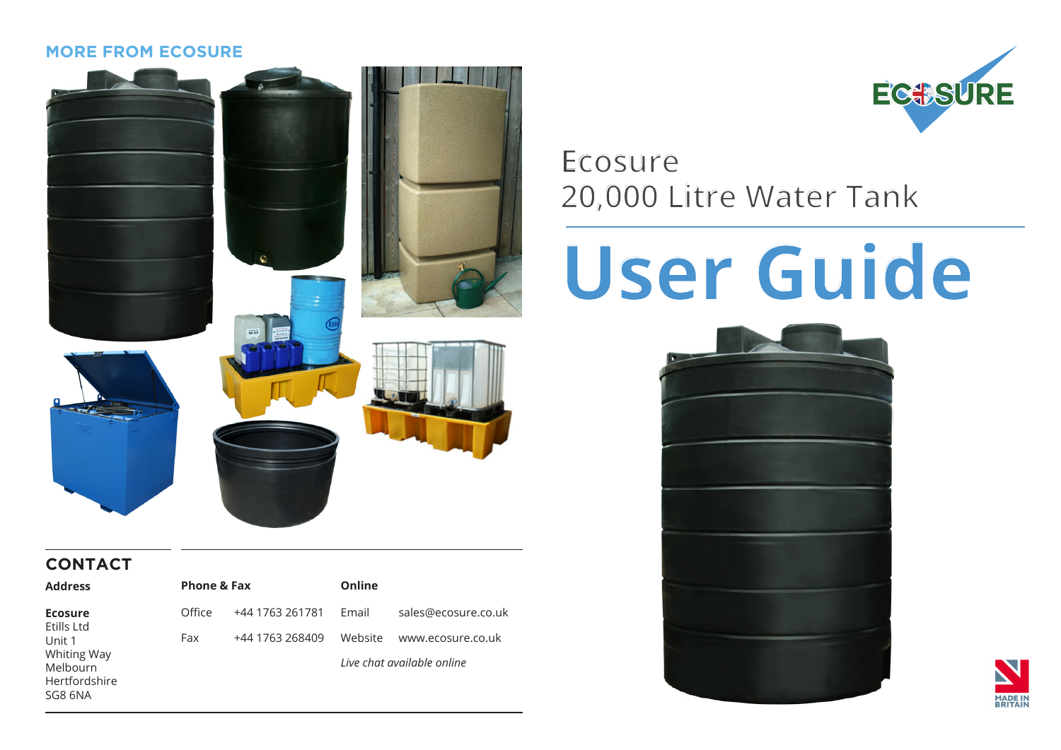**MORE FROM ECOSURE**

# Ecosure 20,000 Litre Water Tank

# User Guide

## CONTACT

**Address**

**Ecosure**
Etills Ltd
Unit 1
Whiting Way
Melbourn
Hertfordshire
SG8 6NA

**Phone & Fax**

| | |
|---|---|
| Office | +44 1763 261781 |
| Fax | +44 1763 268409 |

**Online**

| | |
|---|---|
| Email | sales@ecosure.co.uk |
| Website | www.ecosure.co.uk |

*Live chat available online*

MADE IN BRITAIN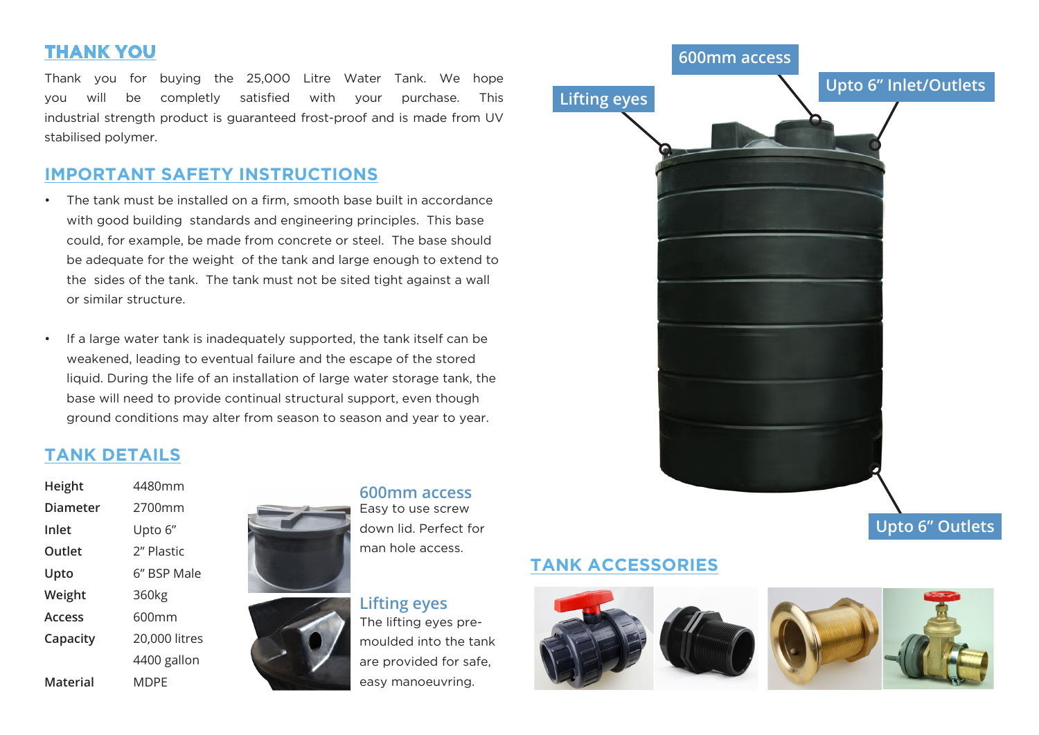## THANK YOU

Thank you for buying the 25,000 Litre Water Tank. We hope you will be completly satisfied with your purchase. This industrial strength product is guaranteed frost-proof and is made from UV stabilised polymer.

## IMPORTANT SAFETY INSTRUCTIONS

- The tank must be installed on a firm, smooth base built in accordance with good building standards and engineering principles. This base could, for example, be made from concrete or steel. The base should be adequate for the weight of the tank and large enough to extend to the sides of the tank. The tank must not be sited tight against a wall or similar structure.
- If a large water tank is inadequately supported, the tank itself can be weakened, leading to eventual failure and the escape of the stored liquid. During the life of an installation of large water storage tank, the base will need to provide continual structural support, even though ground conditions may alter from season to season and year to year.

## TANK DETAILS

| | |
|---|---|
| **Height** | 4480mm |
| **Diameter** | 2700mm |
| **Inlet** | Upto 6" |
| **Outlet** | 2" Plastic |
| **Upto** | 6" BSP Male |
| **Weight** | 360kg |
| **Access** | 600mm |
| **Capacity** | 20,000 litres<br>4400 gallon |
| **Material** | MDPE |

### 600mm access

Easy to use screw down lid. Perfect for man hole access.

### Lifting eyes

The lifting eyes pre-moulded into the tank are provided for safe, easy manoeuvring.

600mm access

Lifting eyes

Upto 6" Inlet/Outlets

Upto 6" Outlets

## TANK ACCESSORIES